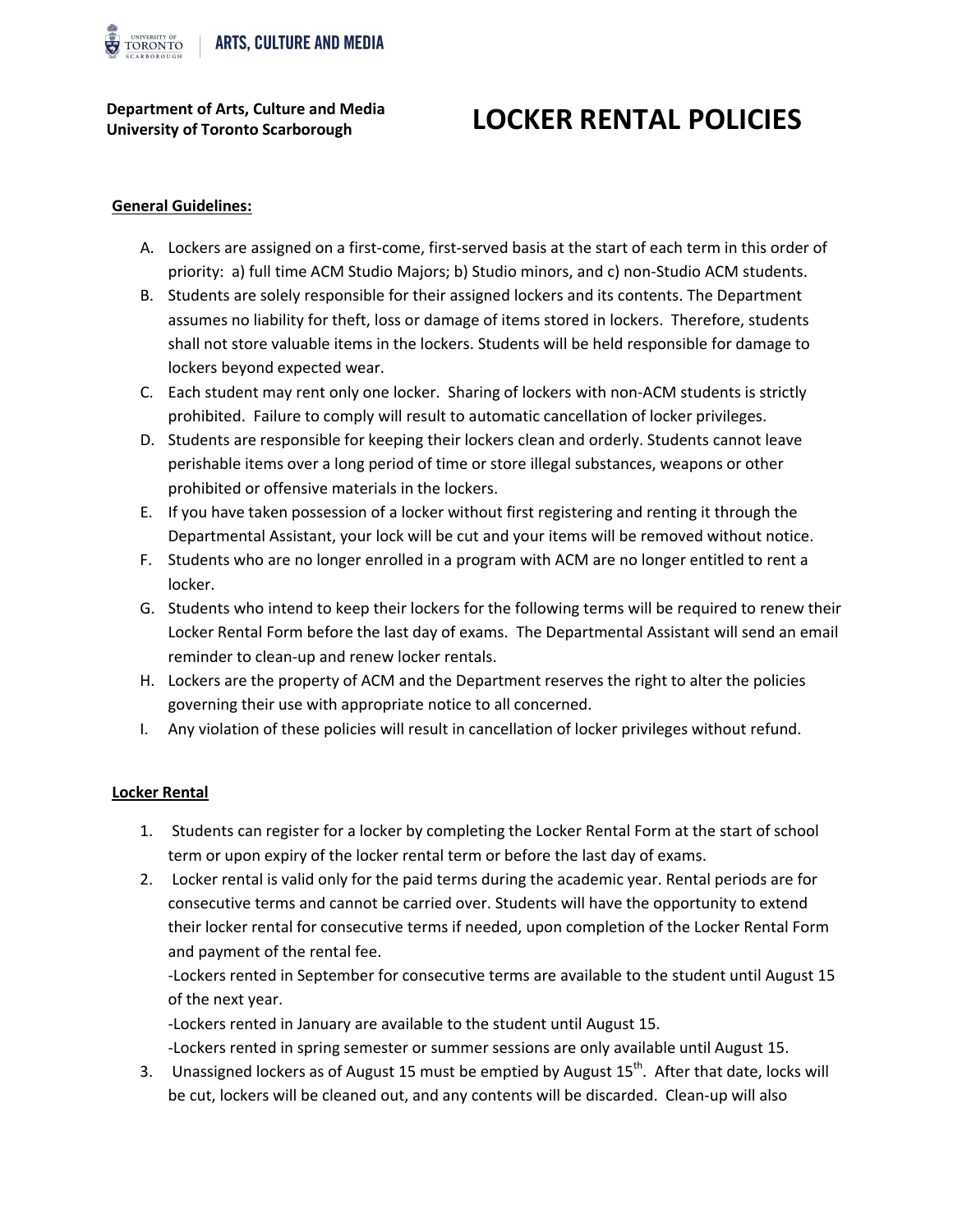**Department of Arts, Culture and Media**
**University of Toronto Scarborough**

# LOCKER RENTAL POLICIES

## General Guidelines:

A. Lockers are assigned on a first-come, first-served basis at the start of each term in this order of priority: a) full time ACM Studio Majors; b) Studio minors, and c) non-Studio ACM students.

B. Students are solely responsible for their assigned lockers and its contents. The Department assumes no liability for theft, loss or damage of items stored in lockers. Therefore, students shall not store valuable items in the lockers. Students will be held responsible for damage to lockers beyond expected wear.

C. Each student may rent only one locker. Sharing of lockers with non-ACM students is strictly prohibited. Failure to comply will result to automatic cancellation of locker privileges.

D. Students are responsible for keeping their lockers clean and orderly. Students cannot leave perishable items over a long period of time or store illegal substances, weapons or other prohibited or offensive materials in the lockers.

E. If you have taken possession of a locker without first registering and renting it through the Departmental Assistant, your lock will be cut and your items will be removed without notice.

F. Students who are no longer enrolled in a program with ACM are no longer entitled to rent a locker.

G. Students who intend to keep their lockers for the following terms will be required to renew their Locker Rental Form before the last day of exams. The Departmental Assistant will send an email reminder to clean-up and renew locker rentals.

H. Lockers are the property of ACM and the Department reserves the right to alter the policies governing their use with appropriate notice to all concerned.

I. Any violation of these policies will result in cancellation of locker privileges without refund.

## Locker Rental

1. Students can register for a locker by completing the Locker Rental Form at the start of school term or upon expiry of the locker rental term or before the last day of exams.

2. Locker rental is valid only for the paid terms during the academic year. Rental periods are for consecutive terms and cannot be carried over. Students will have the opportunity to extend their locker rental for consecutive terms if needed, upon completion of the Locker Rental Form and payment of the rental fee.
   -Lockers rented in September for consecutive terms are available to the student until August 15 of the next year.
   -Lockers rented in January are available to the student until August 15.
   -Lockers rented in spring semester or summer sessions are only available until August 15.

3. Unassigned lockers as of August 15 must be emptied by August 15th. After that date, locks will be cut, lockers will be cleaned out, and any contents will be discarded. Clean-up will also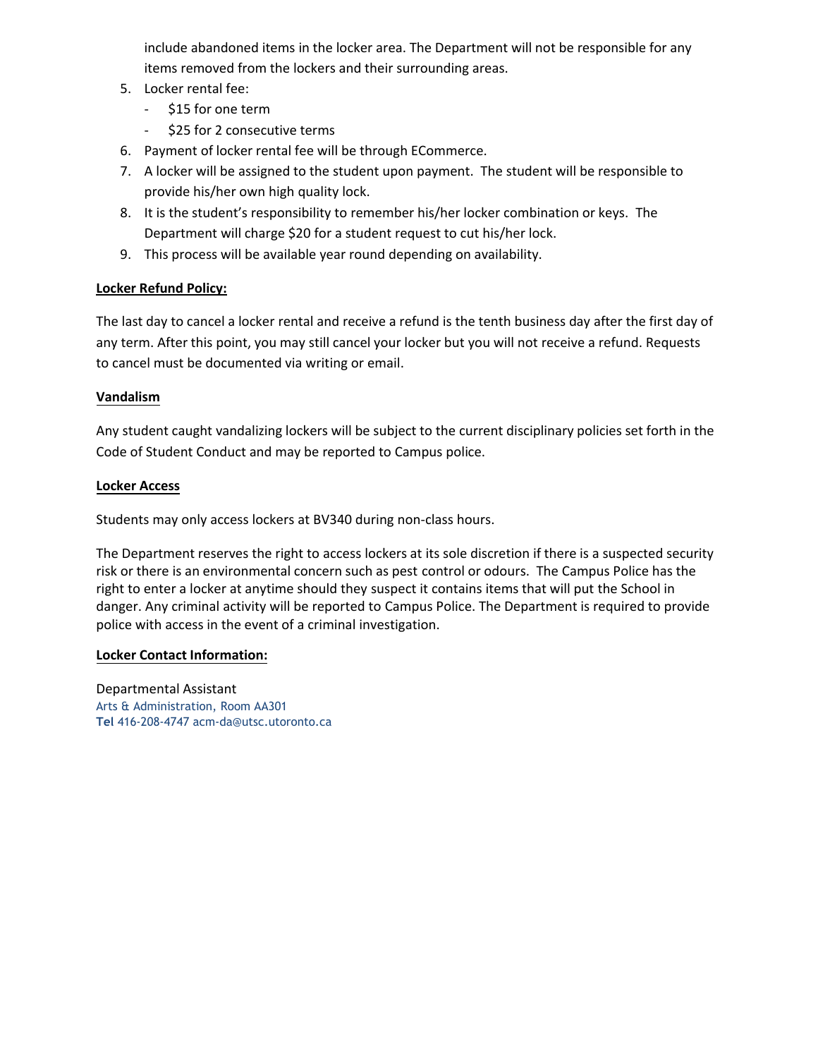include abandoned items in the locker area. The Department will not be responsible for any items removed from the lockers and their surrounding areas.

5. Locker rental fee:
   - $15 for one term
   - $25 for 2 consecutive terms
6. Payment of locker rental fee will be through ECommerce.
7. A locker will be assigned to the student upon payment. The student will be responsible to provide his/her own high quality lock.
8. It is the student's responsibility to remember his/her locker combination or keys. The Department will charge $20 for a student request to cut his/her lock.
9. This process will be available year round depending on availability.

**Locker Refund Policy:**

The last day to cancel a locker rental and receive a refund is the tenth business day after the first day of any term. After this point, you may still cancel your locker but you will not receive a refund. Requests to cancel must be documented via writing or email.

**Vandalism**

Any student caught vandalizing lockers will be subject to the current disciplinary policies set forth in the Code of Student Conduct and may be reported to Campus police.

**Locker Access**

Students may only access lockers at BV340 during non-class hours.

The Department reserves the right to access lockers at its sole discretion if there is a suspected security risk or there is an environmental concern such as pest control or odours. The Campus Police has the right to enter a locker at anytime should they suspect it contains items that will put the School in danger. Any criminal activity will be reported to Campus Police. The Department is required to provide police with access in the event of a criminal investigation.

**Locker Contact Information:**

Departmental Assistant
Arts & Administration, Room AA301
**Tel** 416-208-4747 acm-da@utsc.utoronto.ca